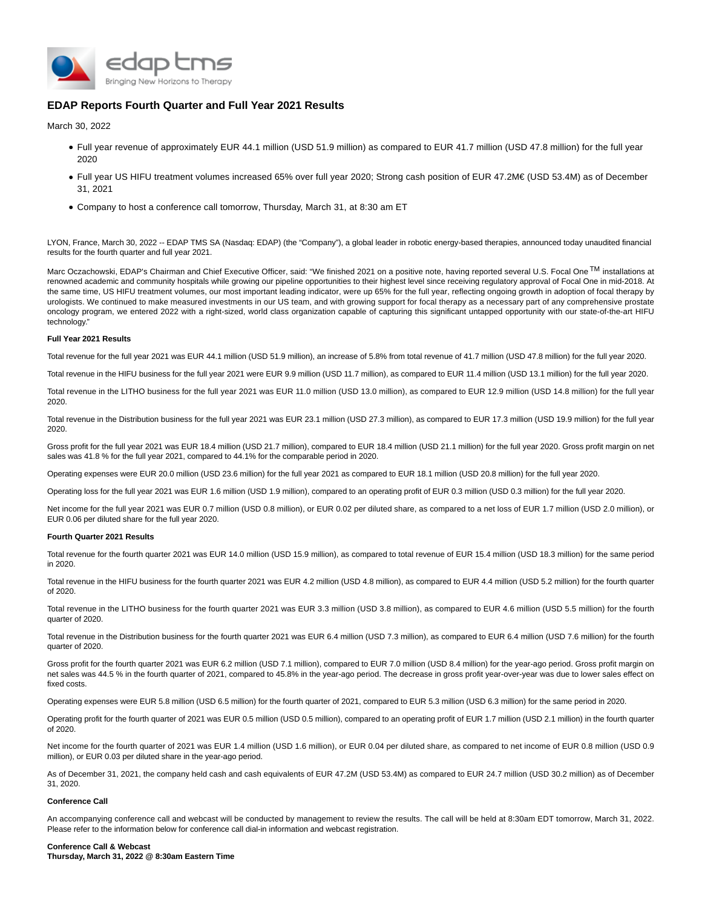# EDAP Reports Fourth Quarter and Full Year 2021 Results

March 30, 2022

- Full year revenue of approximately EUR 44.1 million (USD 51.9 million) as compared to EUR 41.7 million (USD 47.8 million) for the full year 2020
- Full year US HIFU treatment volumes increased 65% over full year 2020; Strong cash position of EUR 47.2M€ (USD 53.4M) as of December 31, 2021
- Company to host a conference call tomorrow, Thursday, March 31, at 8:30 am ET

LYON, France, March 30, 2022 -- EDAP TMS SA (Nasdaq: EDAP) (the "Company"), a global leader in robotic energy-based therapies, announced today unaudited financial results for the fourth quarter and full year 2021.

Marc Oczachowski, EDAP's Chairman and Chief Executive Officer, said: "We finished 2021 on a positive note, having reported several U.S. Focal One™ installations at renowned academic and community hospitals while growing our pipeline opportunities to their highest level since receiving regulatory approval of Focal One in mid-2018. At the same time, US HIFU treatment volumes, our most important leading indicator, were up 65% for the full year, reflecting ongoing growth in adoption of focal therapy by urologists. We continued to make measured investments in our US team, and with growing support for focal therapy as a necessary part of any comprehensive prostate oncology program, we entered 2022 with a right-sized, world class organization capable of capturing this significant untapped opportunity with our state-of-the-art HIFU technology."

**Full Year 2021 Results**

Total revenue for the full year 2021 was EUR 44.1 million (USD 51.9 million), an increase of 5.8% from total revenue of 41.7 million (USD 47.8 million) for the full year 2020.

Total revenue in the HIFU business for the full year 2021 were EUR 9.9 million (USD 11.7 million), as compared to EUR 11.4 million (USD 13.1 million) for the full year 2020.

Total revenue in the LITHO business for the full year 2021 was EUR 11.0 million (USD 13.0 million), as compared to EUR 12.9 million (USD 14.8 million) for the full year 2020.

Total revenue in the Distribution business for the full year 2021 was EUR 23.1 million (USD 27.3 million), as compared to EUR 17.3 million (USD 19.9 million) for the full year 2020.

Gross profit for the full year 2021 was EUR 18.4 million (USD 21.7 million), compared to EUR 18.4 million (USD 21.1 million) for the full year 2020. Gross profit margin on net sales was 41.8 % for the full year 2021, compared to 44.1% for the comparable period in 2020.

Operating expenses were EUR 20.0 million (USD 23.6 million) for the full year 2021 as compared to EUR 18.1 million (USD 20.8 million) for the full year 2020.

Operating loss for the full year 2021 was EUR 1.6 million (USD 1.9 million), compared to an operating profit of EUR 0.3 million (USD 0.3 million) for the full year 2020.

Net income for the full year 2021 was EUR 0.7 million (USD 0.8 million), or EUR 0.02 per diluted share, as compared to a net loss of EUR 1.7 million (USD 2.0 million), or EUR 0.06 per diluted share for the full year 2020.

**Fourth Quarter 2021 Results**

Total revenue for the fourth quarter 2021 was EUR 14.0 million (USD 15.9 million), as compared to total revenue of EUR 15.4 million (USD 18.3 million) for the same period in 2020.

Total revenue in the HIFU business for the fourth quarter 2021 was EUR 4.2 million (USD 4.8 million), as compared to EUR 4.4 million (USD 5.2 million) for the fourth quarter of 2020.

Total revenue in the LITHO business for the fourth quarter 2021 was EUR 3.3 million (USD 3.8 million), as compared to EUR 4.6 million (USD 5.5 million) for the fourth quarter of 2020.

Total revenue in the Distribution business for the fourth quarter 2021 was EUR 6.4 million (USD 7.3 million), as compared to EUR 6.4 million (USD 7.6 million) for the fourth quarter of 2020.

Gross profit for the fourth quarter 2021 was EUR 6.2 million (USD 7.1 million), compared to EUR 7.0 million (USD 8.4 million) for the year-ago period. Gross profit margin on net sales was 44.5 % in the fourth quarter of 2021, compared to 45.8% in the year-ago period. The decrease in gross profit year-over-year was due to lower sales effect on fixed costs.

Operating expenses were EUR 5.8 million (USD 6.5 million) for the fourth quarter of 2021, compared to EUR 5.3 million (USD 6.3 million) for the same period in 2020.

Operating profit for the fourth quarter of 2021 was EUR 0.5 million (USD 0.5 million), compared to an operating profit of EUR 1.7 million (USD 2.1 million) in the fourth quarter of 2020.

Net income for the fourth quarter of 2021 was EUR 1.4 million (USD 1.6 million), or EUR 0.04 per diluted share, as compared to net income of EUR 0.8 million (USD 0.9 million), or EUR 0.03 per diluted share in the year-ago period.

As of December 31, 2021, the company held cash and cash equivalents of EUR 47.2M (USD 53.4M) as compared to EUR 24.7 million (USD 30.2 million) as of December 31, 2020.

**Conference Call**

An accompanying conference call and webcast will be conducted by management to review the results. The call will be held at 8:30am EDT tomorrow, March 31, 2022. Please refer to the information below for conference call dial-in information and webcast registration.

**Conference Call & Webcast**
**Thursday, March 31, 2022 @ 8:30am Eastern Time**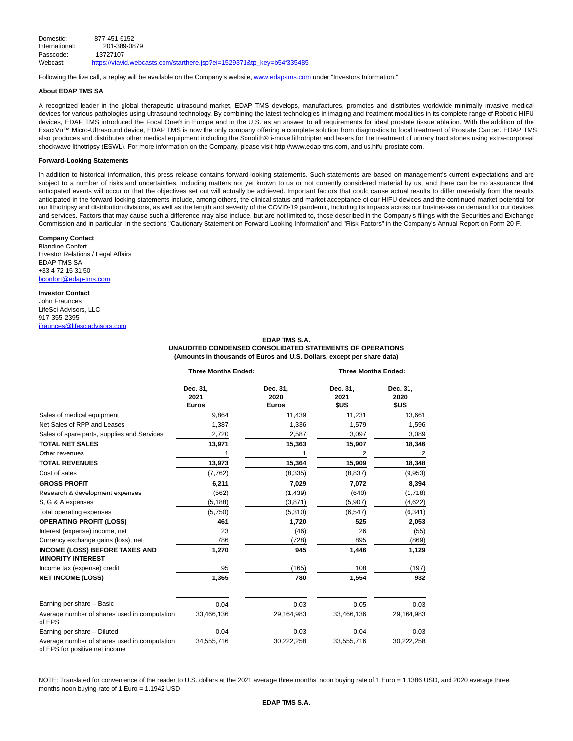| | |
|---|---|
| Domestic: | 877-451-6152 |
| International: | 201-389-0879 |
| Passcode: | 13727107 |
| Webcast: | https://viavid.webcasts.com/starthere.jsp?ei=1529371&tp_key=b54f335485 |

Following the live call, a replay will be available on the Company's website, www.edap-tms.com under "Investors Information."

**About EDAP TMS SA**

A recognized leader in the global therapeutic ultrasound market, EDAP TMS develops, manufactures, promotes and distributes worldwide minimally invasive medical devices for various pathologies using ultrasound technology. By combining the latest technologies in imaging and treatment modalities in its complete range of Robotic HIFU devices, EDAP TMS introduced the Focal One® in Europe and in the U.S. as an answer to all requirements for ideal prostate tissue ablation. With the addition of the ExactVu™ Micro-Ultrasound device, EDAP TMS is now the only company offering a complete solution from diagnostics to focal treatment of Prostate Cancer. EDAP TMS also produces and distributes other medical equipment including the Sonolith® i-move lithotripter and lasers for the treatment of urinary tract stones using extra-corporeal shockwave lithotripsy (ESWL). For more information on the Company, please visit http://www.edap-tms.com, and us.hifu-prostate.com.

**Forward-Looking Statements**

In addition to historical information, this press release contains forward-looking statements. Such statements are based on management's current expectations and are subject to a number of risks and uncertainties, including matters not yet known to us or not currently considered material by us, and there can be no assurance that anticipated events will occur or that the objectives set out will actually be achieved. Important factors that could cause actual results to differ materially from the results anticipated in the forward-looking statements include, among others, the clinical status and market acceptance of our HIFU devices and the continued market potential for our lithotripsy and distribution divisions, as well as the length and severity of the COVID-19 pandemic, including its impacts across our businesses on demand for our devices and services. Factors that may cause such a difference may also include, but are not limited to, those described in the Company's filings with the Securities and Exchange Commission and in particular, in the sections "Cautionary Statement on Forward-Looking Information" and "Risk Factors" in the Company's Annual Report on Form 20-F.

**Company Contact**
Blandine Confort
Investor Relations / Legal Affairs
EDAP TMS SA
+33 4 72 15 31 50
bconfort@edap-tms.com

**Investor Contact**
John Fraunces
LifeSci Advisors, LLC
917-355-2395
jfraunces@lifesciadvisors.com

**EDAP TMS S.A.**
**UNAUDITED CONDENSED CONSOLIDATED STATEMENTS OF OPERATIONS**
**(Amounts in thousands of Euros and U.S. Dollars, except per share data)**

| | Three Months Ended: | | Three Months Ended: | |
|---|---|---|---|---|
| | **Dec. 31, 2021 Euros** | **Dec. 31, 2020 Euros** | **Dec. 31, 2021 $US** | **Dec. 31, 2020 $US** |
| Sales of medical equipment | 9,864 | 11,439 | 11,231 | 13,661 |
| Net Sales of RPP and Leases | 1,387 | 1,336 | 1,579 | 1,596 |
| Sales of spare parts, supplies and Services | 2,720 | 2,587 | 3,097 | 3,089 |
| **TOTAL NET SALES** | **13,971** | **15,363** | **15,907** | **18,346** |
| Other revenues | 1 | 1 | 2 | 2 |
| **TOTAL REVENUES** | **13,973** | **15,364** | **15,909** | **18,348** |
| Cost of sales | (7,762) | (8,335) | (8,837) | (9,953) |
| **GROSS PROFIT** | **6,211** | **7,029** | **7,072** | **8,394** |
| Research & development expenses | (562) | (1,439) | (640) | (1,718) |
| S, G & A expenses | (5,188) | (3,871) | (5,907) | (4,622) |
| Total operating expenses | (5,750) | (5,310) | (6,547) | (6,341) |
| **OPERATING PROFIT (LOSS)** | **461** | **1,720** | **525** | **2,053** |
| Interest (expense) income, net | 23 | (46) | 26 | (55) |
| Currency exchange gains (loss), net | 786 | (728) | 895 | (869) |
| **INCOME (LOSS) BEFORE TAXES AND MINORITY INTEREST** | **1,270** | **945** | **1,446** | **1,129** |
| Income tax (expense) credit | 95 | (165) | 108 | (197) |
| **NET INCOME (LOSS)** | **1,365** | **780** | **1,554** | **932** |
| Earning per share – Basic | 0.04 | 0.03 | 0.05 | 0.03 |
| Average number of shares used in computation of EPS | 33,466,136 | 29,164,983 | 33,466,136 | 29,164,983 |
| Earning per share – Diluted | 0.04 | 0.03 | 0.04 | 0.03 |
| Average number of shares used in computation of EPS for positive net income | 34,555,716 | 30,222,258 | 33,555,716 | 30,222,258 |

NOTE: Translated for convenience of the reader to U.S. dollars at the 2021 average three months' noon buying rate of 1 Euro = 1.1386 USD, and 2020 average three months noon buying rate of 1 Euro = 1.1942 USD

**EDAP TMS S.A.**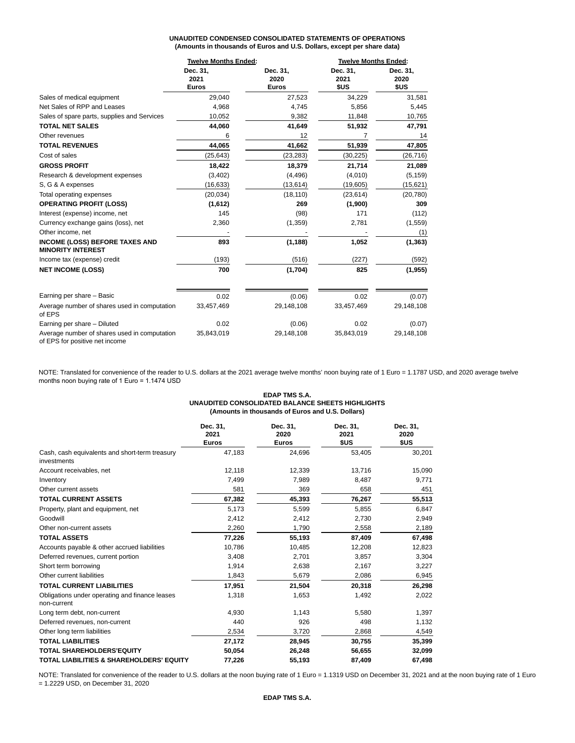**UNAUDITED CONDENSED CONSOLIDATED STATEMENTS OF OPERATIONS**
**(Amounts in thousands of Euros and U.S. Dollars, except per share data)**

| | Twelve Months Ended: | | Twelve Months Ended: | |
|---|---|---|---|---|
| | Dec. 31, 2021 Euros | Dec. 31, 2020 Euros | Dec. 31, 2021 $US | Dec. 31, 2020 $US |
| Sales of medical equipment | 29,040 | 27,523 | 34,229 | 31,581 |
| Net Sales of RPP and Leases | 4,968 | 4,745 | 5,856 | 5,445 |
| Sales of spare parts, supplies and Services | 10,052 | 9,382 | 11,848 | 10,765 |
| **TOTAL NET SALES** | **44,060** | **41,649** | **51,932** | **47,791** |
| Other revenues | 6 | 12 | 7 | 14 |
| **TOTAL REVENUES** | **44,065** | **41,662** | **51,939** | **47,805** |
| Cost of sales | (25,643) | (23,283) | (30,225) | (26,716) |
| **GROSS PROFIT** | **18,422** | **18,379** | **21,714** | **21,089** |
| Research & development expenses | (3,402) | (4,496) | (4,010) | (5,159) |
| S, G & A expenses | (16,633) | (13,614) | (19,605) | (15,621) |
| Total operating expenses | (20,034) | (18,110) | (23,614) | (20,780) |
| **OPERATING PROFIT (LOSS)** | **(1,612)** | **269** | **(1,900)** | **309** |
| Interest (expense) income, net | 145 | (98) | 171 | (112) |
| Currency exchange gains (loss), net | 2,360 | (1,359) | 2,781 | (1,559) |
| Other income, net | - | - | - | (1) |
| **INCOME (LOSS) BEFORE TAXES AND MINORITY INTEREST** | **893** | **(1,188)** | **1,052** | **(1,363)** |
| Income tax (expense) credit | (193) | (516) | (227) | (592) |
| **NET INCOME (LOSS)** | **700** | **(1,704)** | **825** | **(1,955)** |
| Earning per share – Basic | 0.02 | (0.06) | 0.02 | (0.07) |
| Average number of shares used in computation of EPS | 33,457,469 | 29,148,108 | 33,457,469 | 29,148,108 |
| Earning per share – Diluted | 0.02 | (0.06) | 0.02 | (0.07) |
| Average number of shares used in computation of EPS for positive net income | 35,843,019 | 29,148,108 | 35,843,019 | 29,148,108 |

NOTE: Translated for convenience of the reader to U.S. dollars at the 2021 average twelve months' noon buying rate of 1 Euro = 1.1787 USD, and 2020 average twelve months noon buying rate of 1 Euro = 1.1474 USD

**EDAP TMS S.A.**
**UNAUDITED CONSOLIDATED BALANCE SHEETS HIGHLIGHTS**
**(Amounts in thousands of Euros and U.S. Dollars)**

| | Dec. 31, 2021 Euros | Dec. 31, 2020 Euros | Dec. 31, 2021 $US | Dec. 31, 2020 $US |
|---|---|---|---|---|
| Cash, cash equivalents and short-term treasury investments | 47,183 | 24,696 | 53,405 | 30,201 |
| Account receivables, net | 12,118 | 12,339 | 13,716 | 15,090 |
| Inventory | 7,499 | 7,989 | 8,487 | 9,771 |
| Other current assets | 581 | 369 | 658 | 451 |
| **TOTAL CURRENT ASSETS** | **67,382** | **45,393** | **76,267** | **55,513** |
| Property, plant and equipment, net | 5,173 | 5,599 | 5,855 | 6,847 |
| Goodwill | 2,412 | 2,412 | 2,730 | 2,949 |
| Other non-current assets | 2,260 | 1,790 | 2,558 | 2,189 |
| **TOTAL ASSETS** | **77,226** | **55,193** | **87,409** | **67,498** |
| Accounts payable & other accrued liabilities | 10,786 | 10,485 | 12,208 | 12,823 |
| Deferred revenues, current portion | 3,408 | 2,701 | 3,857 | 3,304 |
| Short term borrowing | 1,914 | 2,638 | 2,167 | 3,227 |
| Other current liabilities | 1,843 | 5,679 | 2,086 | 6,945 |
| **TOTAL CURRENT LIABILITIES** | **17,951** | **21,504** | **20,318** | **26,298** |
| Obligations under operating and finance leases non-current | 1,318 | 1,653 | 1,492 | 2,022 |
| Long term debt, non-current | 4,930 | 1,143 | 5,580 | 1,397 |
| Deferred revenues, non-current | 440 | 926 | 498 | 1,132 |
| Other long term liabilities | 2,534 | 3,720 | 2,868 | 4,549 |
| **TOTAL LIABILITIES** | **27,172** | **28,945** | **30,755** | **35,399** |
| **TOTAL SHAREHOLDERS'EQUITY** | **50,054** | **26,248** | **56,655** | **32,099** |
| **TOTAL LIABILITIES & SHAREHOLDERS' EQUITY** | **77,226** | **55,193** | **87,409** | **67,498** |

NOTE: Translated for convenience of the reader to U.S. dollars at the noon buying rate of 1 Euro = 1.1319 USD on December 31, 2021 and at the noon buying rate of 1 Euro = 1.2229 USD, on December 31, 2020

**EDAP TMS S.A.**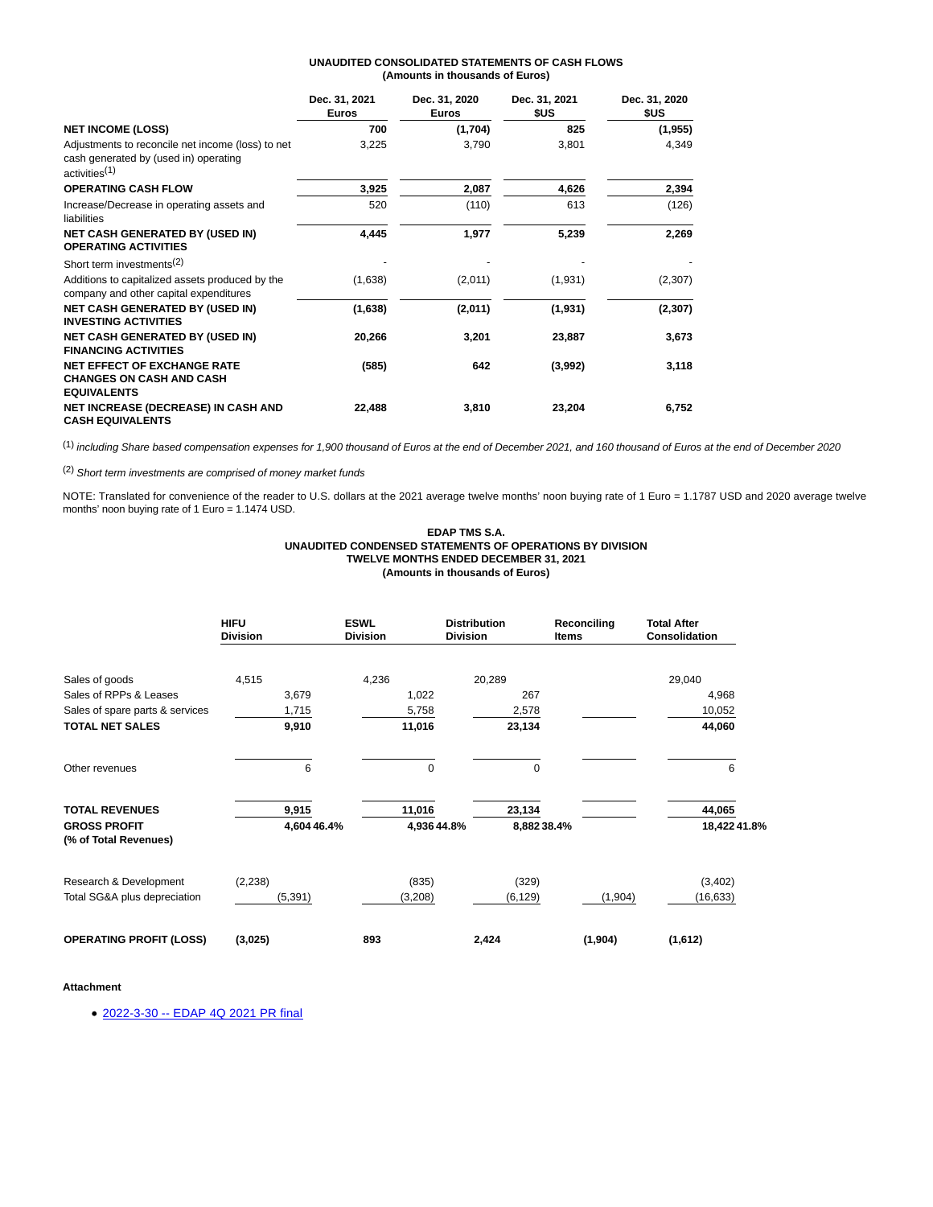**UNAUDITED CONSOLIDATED STATEMENTS OF CASH FLOWS**
**(Amounts in thousands of Euros)**

| | Dec. 31, 2021 Euros | Dec. 31, 2020 Euros | Dec. 31, 2021 $US | Dec. 31, 2020 $US |
|---|---|---|---|---|
| **NET INCOME (LOSS)** | **700** | **(1,704)** | **825** | **(1,955)** |
| Adjustments to reconcile net income (loss) to net cash generated by (used in) operating activities[1] | 3,225 | 3,790 | 3,801 | 4,349 |
| **OPERATING CASH FLOW** | **3,925** | **2,087** | **4,626** | **2,394** |
| Increase/Decrease in operating assets and liabilities | 520 | (110) | 613 | (126) |
| **NET CASH GENERATED BY (USED IN) OPERATING ACTIVITIES** | **4,445** | **1,977** | **5,239** | **2,269** |
| Short term investments[2] | - | - | - | - |
| Additions to capitalized assets produced by the company and other capital expenditures | (1,638) | (2,011) | (1,931) | (2,307) |
| **NET CASH GENERATED BY (USED IN) INVESTING ACTIVITIES** | **(1,638)** | **(2,011)** | **(1,931)** | **(2,307)** |
| **NET CASH GENERATED BY (USED IN) FINANCING ACTIVITIES** | **20,266** | **3,201** | **23,887** | **3,673** |
| **NET EFFECT OF EXCHANGE RATE CHANGES ON CASH AND CASH EQUIVALENTS** | **(585)** | **642** | **(3,992)** | **3,118** |
| **NET INCREASE (DECREASE) IN CASH AND CASH EQUIVALENTS** | **22,488** | **3,810** | **23,204** | **6,752** |

[1] *including Share based compensation expenses for 1,900 thousand of Euros at the end of December 2021, and 160 thousand of Euros at the end of December 2020*

[2] *Short term investments are comprised of money market funds*

NOTE: Translated for convenience of the reader to U.S. dollars at the 2021 average twelve months' noon buying rate of 1 Euro = 1.1787 USD and 2020 average twelve months' noon buying rate of 1 Euro = 1.1474 USD.

**EDAP TMS S.A.**
**UNAUDITED CONDENSED STATEMENTS OF OPERATIONS BY DIVISION**
**TWELVE MONTHS ENDED DECEMBER 31, 2021**
**(Amounts in thousands of Euros)**

| | HIFU Division | ESWL Division | Distribution Division | Reconciling Items | Total After Consolidation |
|---|---|---|---|---|---|
| Sales of goods | 4,515 | 4,236 | 20,289 | | 29,040 |
| Sales of RPPs & Leases | 3,679 | 1,022 | 267 | | 4,968 |
| Sales of spare parts & services | 1,715 | 5,758 | 2,578 | | 10,052 |
| **TOTAL NET SALES** | **9,910** | **11,016** | **23,134** | | **44,060** |
| Other revenues | 6 | 0 | 0 | | 6 |
| **TOTAL REVENUES** | **9,915** | **11,016** | **23,134** | | **44,065** |
| **GROSS PROFIT (% of Total Revenues)** | **4,604 46.4%** | **4,936 44.8%** | **8,882 38.4%** | | **18,422 41.8%** |
| Research & Development | (2,238) | (835) | (329) | | (3,402) |
| Total SG&A plus depreciation | (5,391) | (3,208) | (6,129) | (1,904) | (16,633) |
| **OPERATING PROFIT (LOSS)** | **(3,025)** | **893** | **2,424** | **(1,904)** | **(1,612)** |

**Attachment**

- 2022-3-30 -- EDAP 4Q 2021 PR final